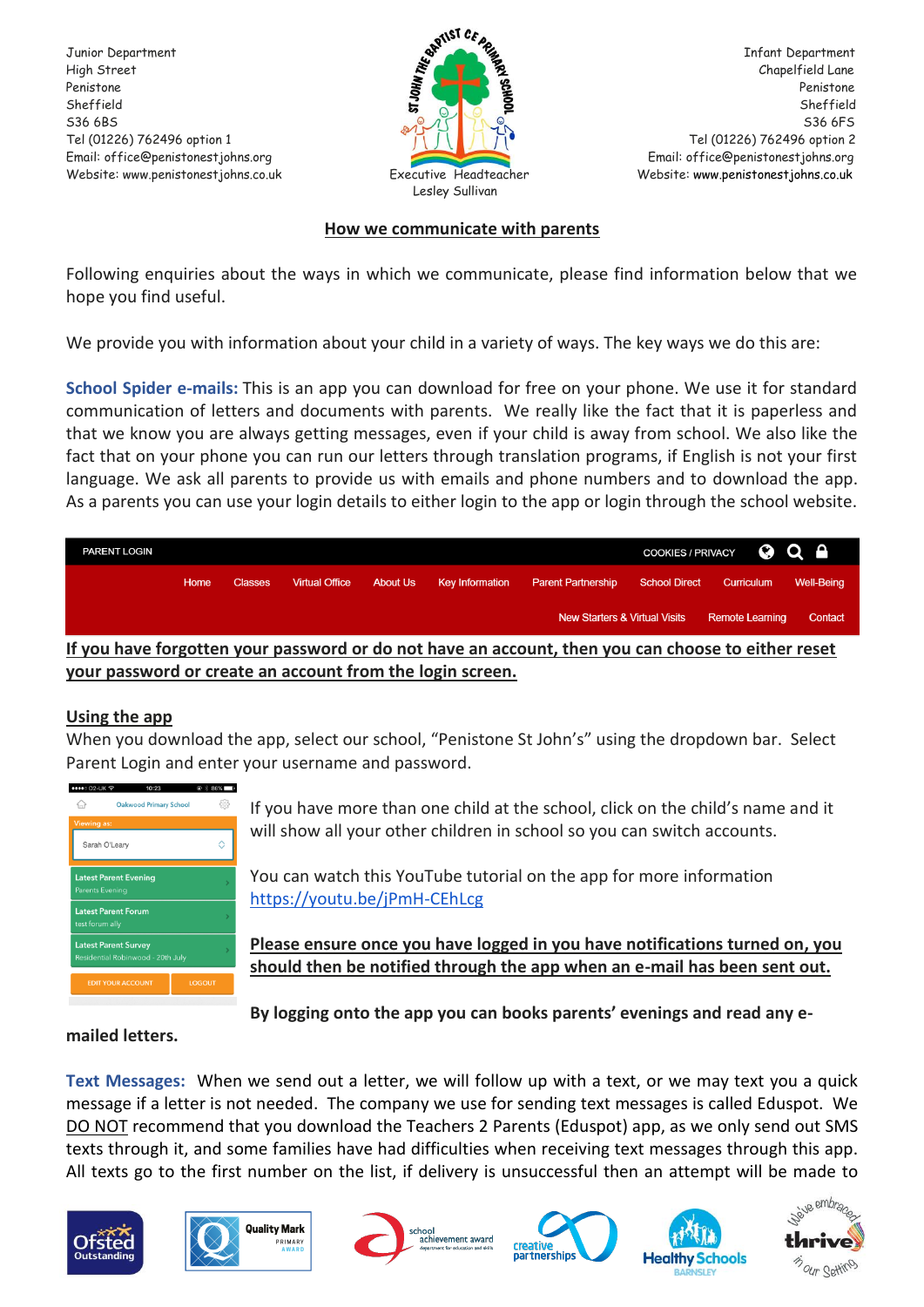Junior Department
High Street
Penistone
Sheffield
S36 6BS
Tel (01226) 762496 option 1
Email: office@penistonestjohns.org
Website: www.penistonestjohns.co.uk

Executive Headteacher
Lesley Sullivan

Infant Department
Chapelfield Lane
Penistone
Sheffield
S36 6FS
Tel (01226) 762496 option 2
Email: office@penistonestjohns.org
Website: www.penistonestjohns.co.uk

## How we communicate with parents

Following enquiries about the ways in which we communicate, please find information below that we hope you find useful.

We provide you with information about your child in a variety of ways. The key ways we do this are:

**School Spider e-mails:** This is an app you can download for free on your phone. We use it for standard communication of letters and documents with parents. We really like the fact that it is paperless and that we know you are always getting messages, even if your child is away from school. We also like the fact that on your phone you can run our letters through translation programs, if English is not your first language. We ask all parents to provide us with emails and phone numbers and to download the app. As a parents you can use your login details to either login to the app or login through the school website.

PARENT LOGIN | COOKIES / PRIVACY

Home | Classes | Virtual Office | About Us | Key Information | Parent Partnership | School Direct | Curriculum | Well-Being | New Starters & Virtual Visits | Remote Learning | Contact

**If you have forgotten your password or do not have an account, then you can choose to either reset your password or create an account from the login screen.**

### Using the app

When you download the app, select our school, "Penistone St John's" using the dropdown bar. Select Parent Login and enter your username and password.

If you have more than one child at the school, click on the child's name and it will show all your other children in school so you can switch accounts.

You can watch this YouTube tutorial on the app for more information https://youtu.be/jPmH-CEhLcg

**Please ensure once you have logged in you have notifications turned on, you should then be notified through the app when an e-mail has been sent out.**

**By logging onto the app you can books parents' evenings and read any e-mailed letters.**

**Text Messages:** When we send out a letter, we will follow up with a text, or we may text you a quick message if a letter is not needed. The company we use for sending text messages is called Eduspot. We DO NOT recommend that you download the Teachers 2 Parents (Eduspot) app, as we only send out SMS texts through it, and some families have had difficulties when receiving text messages through this app. All texts go to the first number on the list, if delivery is unsuccessful then an attempt will be made to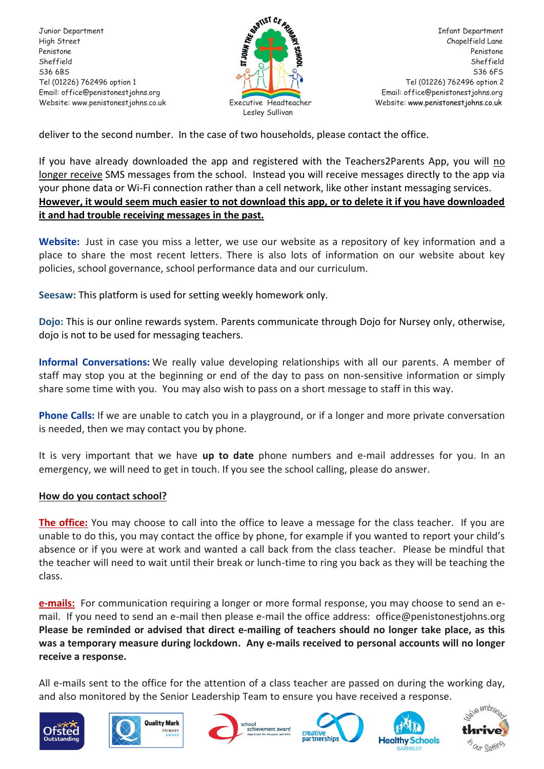deliver to the second number. In the case of two households, please contact the office.

If you have already downloaded the app and registered with the Teachers2Parents App, you will no longer receive SMS messages from the school. Instead you will receive messages directly to the app via your phone data or Wi-Fi connection rather than a cell network, like other instant messaging services. **However, it would seem much easier to not download this app, or to delete it if you have downloaded it and had trouble receiving messages in the past.**

**Website:** Just in case you miss a letter, we use our website as a repository of key information and a place to share the most recent letters. There is also lots of information on our website about key policies, school governance, school performance data and our curriculum.

**Seesaw:** This platform is used for setting weekly homework only.

**Dojo:** This is our online rewards system. Parents communicate through Dojo for Nursey only, otherwise, dojo is not to be used for messaging teachers.

**Informal Conversations:** We really value developing relationships with all our parents. A member of staff may stop you at the beginning or end of the day to pass on non-sensitive information or simply share some time with you. You may also wish to pass on a short message to staff in this way.

**Phone Calls:** If we are unable to catch you in a playground, or if a longer and more private conversation is needed, then we may contact you by phone.

It is very important that we have **up to date** phone numbers and e-mail addresses for you. In an emergency, we will need to get in touch. If you see the school calling, please do answer.

## How do you contact school?

**The office:** You may choose to call into the office to leave a message for the class teacher. If you are unable to do this, you may contact the office by phone, for example if you wanted to report your child's absence or if you were at work and wanted a call back from the class teacher. Please be mindful that the teacher will need to wait until their break or lunch-time to ring you back as they will be teaching the class.

**e-mails:** For communication requiring a longer or more formal response, you may choose to send an e-mail. If you need to send an e-mail then please e-mail the office address: office@penistonestjohns.org **Please be reminded or advised that direct e-mailing of teachers should no longer take place, as this was a temporary measure during lockdown. Any e-mails received to personal accounts will no longer receive a response.**

All e-mails sent to the office for the attention of a class teacher are passed on during the working day, and also monitored by the Senior Leadership Team to ensure you have received a response.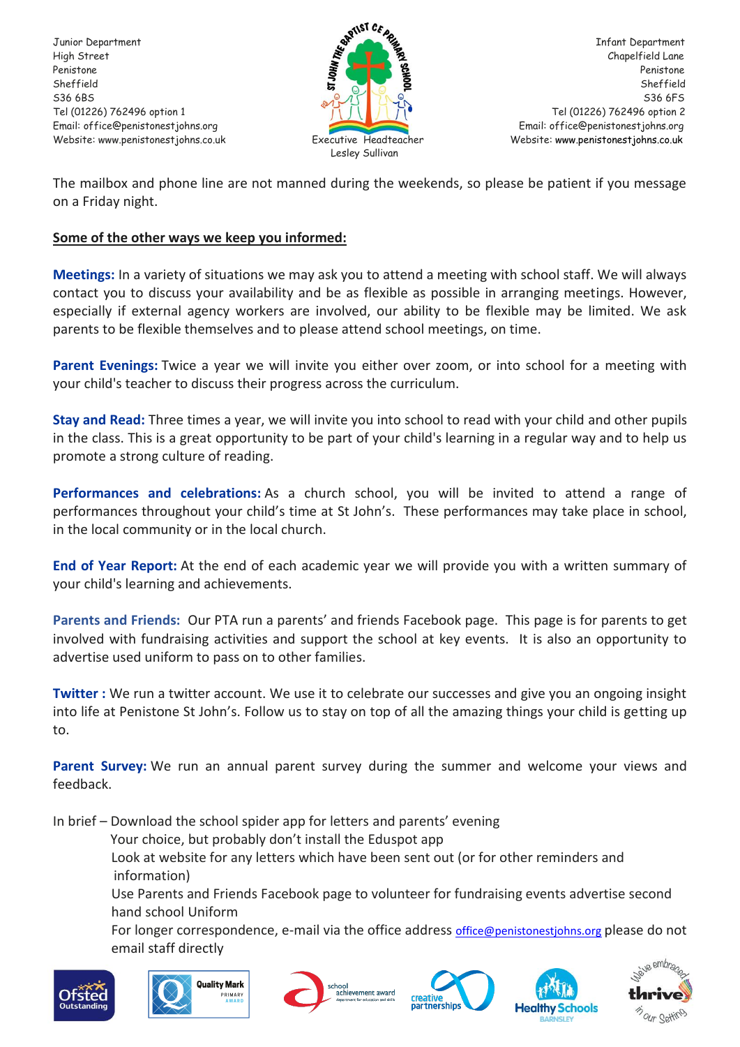Junior Department
High Street
Penistone
Sheffield
S36 6BS
Tel (01226) 762496 option 1
Email: office@penistonestjohns.org
Website: www.penistonestjohns.co.uk

Executive Headteacher
Lesley Sullivan

Infant Department
Chapelfield Lane
Penistone
Sheffield
S36 6FS
Tel (01226) 762496 option 2
Email: office@penistonestjohns.org
Website: www.penistonestjohns.co.uk

The mailbox and phone line are not manned during the weekends, so please be patient if you message on a Friday night.

**Some of the other ways we keep you informed:**

**Meetings:** In a variety of situations we may ask you to attend a meeting with school staff. We will always contact you to discuss your availability and be as flexible as possible in arranging meetings. However, especially if external agency workers are involved, our ability to be flexible may be limited. We ask parents to be flexible themselves and to please attend school meetings, on time.

**Parent Evenings:** Twice a year we will invite you either over zoom, or into school for a meeting with your child's teacher to discuss their progress across the curriculum.

**Stay and Read:** Three times a year, we will invite you into school to read with your child and other pupils in the class. This is a great opportunity to be part of your child's learning in a regular way and to help us promote a strong culture of reading.

**Performances and celebrations:** As a church school, you will be invited to attend a range of performances throughout your child's time at St John's. These performances may take place in school, in the local community or in the local church.

**End of Year Report:** At the end of each academic year we will provide you with a written summary of your child's learning and achievements.

**Parents and Friends:** Our PTA run a parents' and friends Facebook page. This page is for parents to get involved with fundraising activities and support the school at key events. It is also an opportunity to advertise used uniform to pass on to other families.

**Twitter :** We run a twitter account. We use it to celebrate our successes and give you an ongoing insight into life at Penistone St John's. Follow us to stay on top of all the amazing things your child is getting up to.

**Parent Survey:** We run an annual parent survey during the summer and welcome your views and feedback.

In brief – Download the school spider app for letters and parents' evening
Your choice, but probably don't install the Eduspot app
Look at website for any letters which have been sent out (or for other reminders and information)
Use Parents and Friends Facebook page to volunteer for fundraising events advertise second hand school Uniform
For longer correspondence, e-mail via the office address office@penistonestjohns.org please do not email staff directly